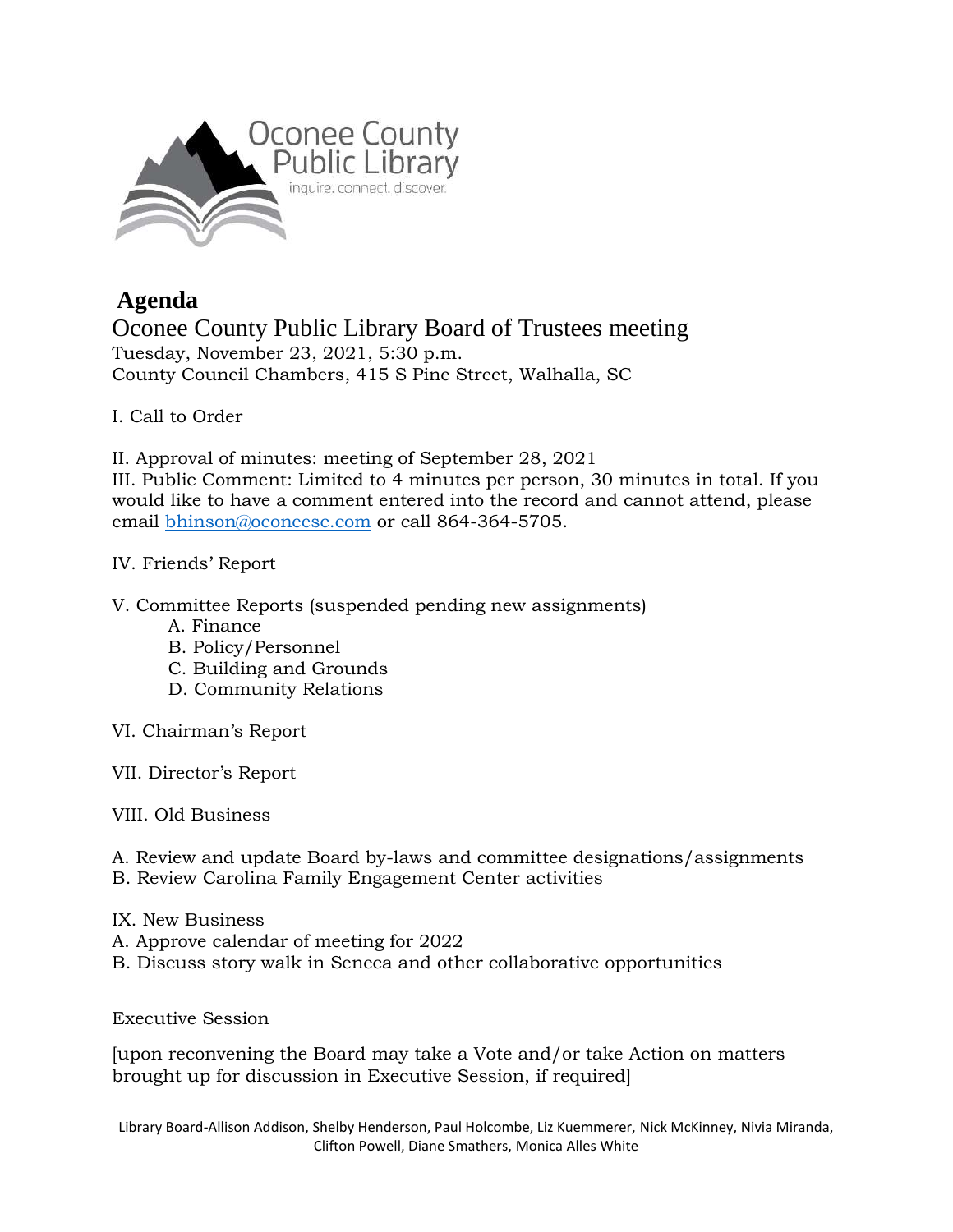Oconee County Public Library

inquire. connect. discover.

# Agenda

## Oconee County Public Library Board of Trustees meeting

Tuesday, November 23, 2021, 5:30 p.m.
County Council Chambers, 415 S Pine Street, Walhalla, SC

I. Call to Order

II. Approval of minutes: meeting of September 28, 2021

III. Public Comment: Limited to 4 minutes per person, 30 minutes in total. If you would like to have a comment entered into the record and cannot attend, please email bhinson@oconeesc.com or call 864-364-5705.

IV. Friends' Report

V. Committee Reports (suspended pending new assignments)

- A. Finance
- B. Policy/Personnel
- C. Building and Grounds
- D. Community Relations

VI. Chairman's Report

VII. Director's Report

VIII. Old Business

A. Review and update Board by-laws and committee designations/assignments
B. Review Carolina Family Engagement Center activities

IX. New Business
A. Approve calendar of meeting for 2022
B. Discuss story walk in Seneca and other collaborative opportunities

Executive Session

[upon reconvening the Board may take a Vote and/or take Action on matters brought up for discussion in Executive Session, if required]

Library Board-Allison Addison, Shelby Henderson, Paul Holcombe, Liz Kuemmerer, Nick McKinney, Nivia Miranda, Clifton Powell, Diane Smathers, Monica Alles White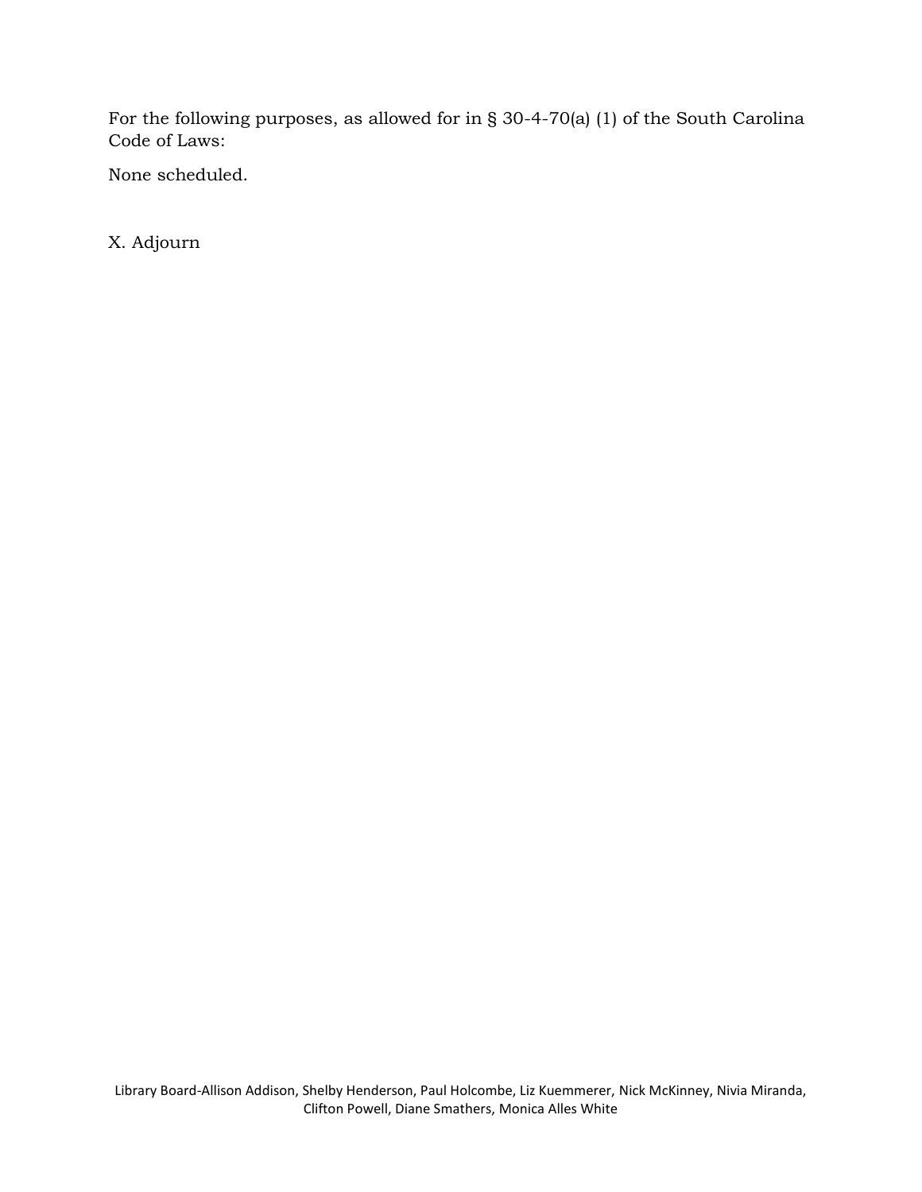For the following purposes, as allowed for in § 30-4-70(a) (1) of the South Carolina Code of Laws:

None scheduled.

X. Adjourn